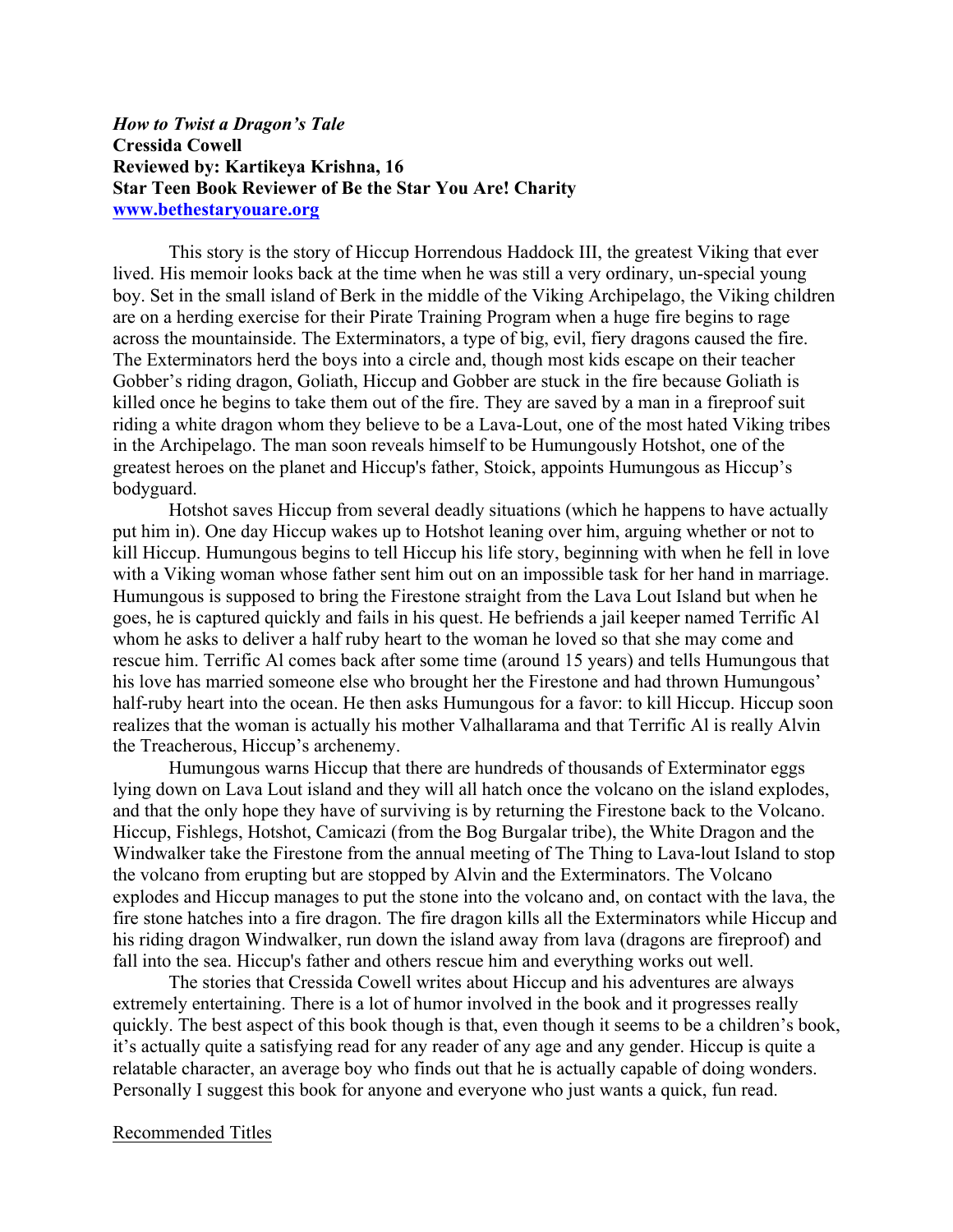***How to Twist a Dragon's Tale***
**Cressida Cowell**
**Reviewed by: Kartikeya Krishna, 16**
**Star Teen Book Reviewer of Be the Star You Are! Charity**
**www.bethestaryouare.org**

This story is the story of Hiccup Horrendous Haddock III, the greatest Viking that ever lived. His memoir looks back at the time when he was still a very ordinary, un-special young boy. Set in the small island of Berk in the middle of the Viking Archipelago, the Viking children are on a herding exercise for their Pirate Training Program when a huge fire begins to rage across the mountainside. The Exterminators, a type of big, evil, fiery dragons caused the fire. The Exterminators herd the boys into a circle and, though most kids escape on their teacher Gobber's riding dragon, Goliath, Hiccup and Gobber are stuck in the fire because Goliath is killed once he begins to take them out of the fire. They are saved by a man in a fireproof suit riding a white dragon whom they believe to be a Lava-Lout, one of the most hated Viking tribes in the Archipelago. The man soon reveals himself to be Humungously Hotshot, one of the greatest heroes on the planet and Hiccup's father, Stoick, appoints Humungous as Hiccup's bodyguard.

Hotshot saves Hiccup from several deadly situations (which he happens to have actually put him in). One day Hiccup wakes up to Hotshot leaning over him, arguing whether or not to kill Hiccup. Humungous begins to tell Hiccup his life story, beginning with when he fell in love with a Viking woman whose father sent him out on an impossible task for her hand in marriage. Humungous is supposed to bring the Firestone straight from the Lava Lout Island but when he goes, he is captured quickly and fails in his quest. He befriends a jail keeper named Terrific Al whom he asks to deliver a half ruby heart to the woman he loved so that she may come and rescue him. Terrific Al comes back after some time (around 15 years) and tells Humungous that his love has married someone else who brought her the Firestone and had thrown Humungous' half-ruby heart into the ocean. He then asks Humungous for a favor: to kill Hiccup. Hiccup soon realizes that the woman is actually his mother Valhallarama and that Terrific Al is really Alvin the Treacherous, Hiccup's archenemy.

Humungous warns Hiccup that there are hundreds of thousands of Exterminator eggs lying down on Lava Lout island and they will all hatch once the volcano on the island explodes, and that the only hope they have of surviving is by returning the Firestone back to the Volcano. Hiccup, Fishlegs, Hotshot, Camicazi (from the Bog Burgalar tribe), the White Dragon and the Windwalker take the Firestone from the annual meeting of The Thing to Lava-lout Island to stop the volcano from erupting but are stopped by Alvin and the Exterminators. The Volcano explodes and Hiccup manages to put the stone into the volcano and, on contact with the lava, the fire stone hatches into a fire dragon. The fire dragon kills all the Exterminators while Hiccup and his riding dragon Windwalker, run down the island away from lava (dragons are fireproof) and fall into the sea. Hiccup's father and others rescue him and everything works out well.

The stories that Cressida Cowell writes about Hiccup and his adventures are always extremely entertaining. There is a lot of humor involved in the book and it progresses really quickly. The best aspect of this book though is that, even though it seems to be a children's book, it's actually quite a satisfying read for any reader of any age and any gender. Hiccup is quite a relatable character, an average boy who finds out that he is actually capable of doing wonders. Personally I suggest this book for anyone and everyone who just wants a quick, fun read.

Recommended Titles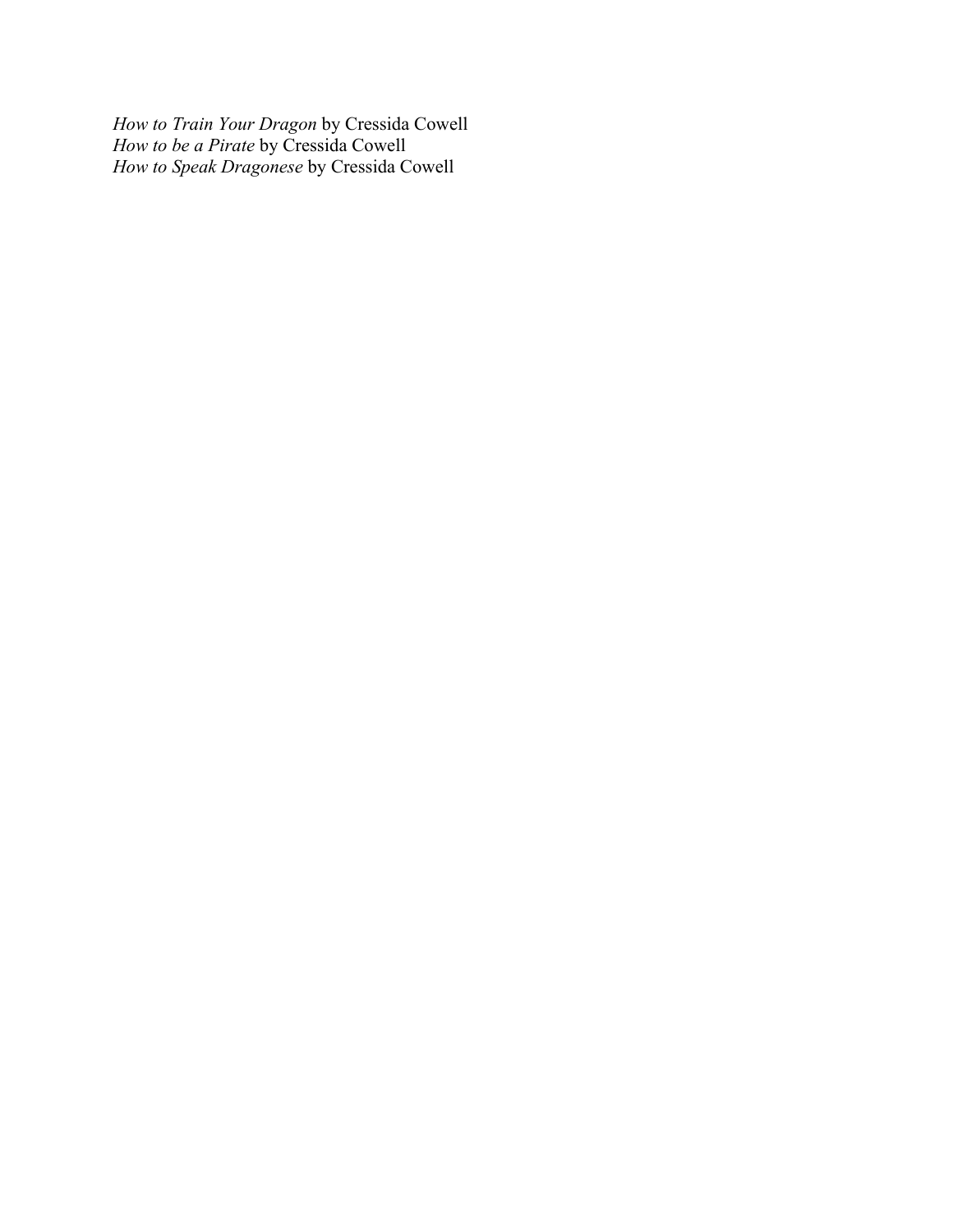*How to Train Your Dragon* by Cressida Cowell
*How to be a Pirate* by Cressida Cowell
*How to Speak Dragonese* by Cressida Cowell